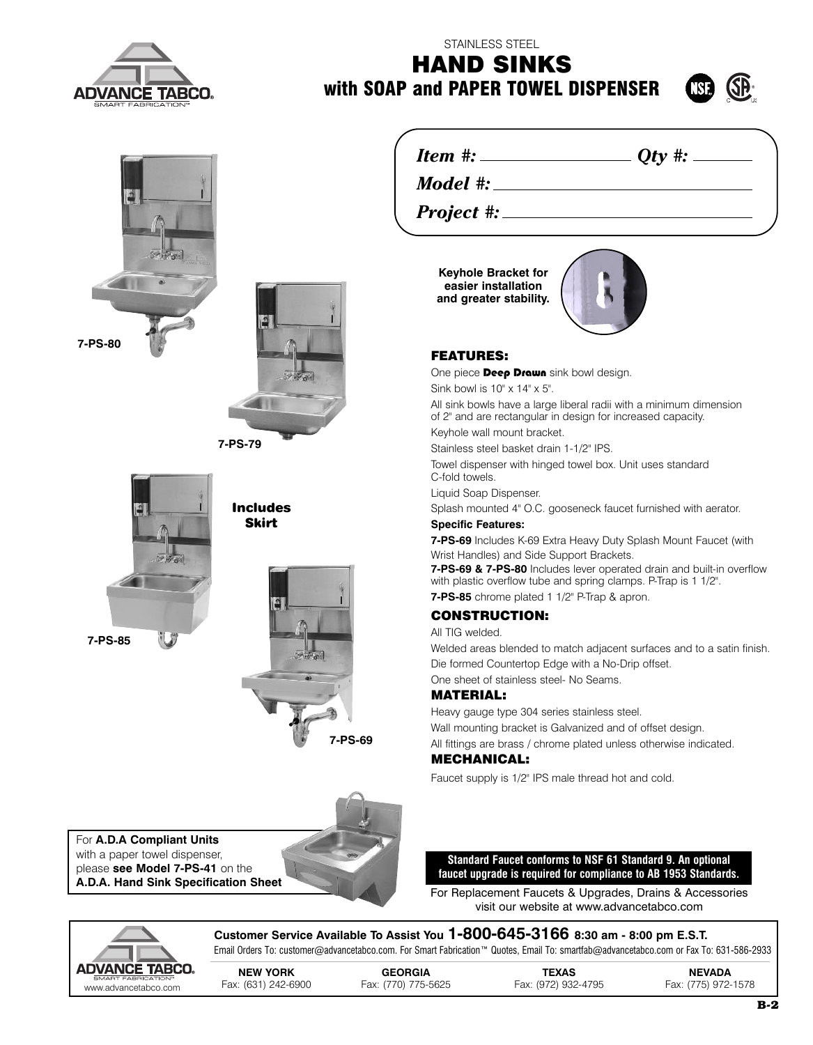STAINLESS STEEL

# HAND SINKS

## with SOAP and PAPER TOWEL DISPENSER

*Item #:* ____________ *Qty #:* ______

*Model #:* ____________

*Project #:* ____________

7-PS-80

7-PS-79

**Includes Skirt**

7-PS-85

7-PS-69

**Keyhole Bracket for easier installation and greater stability.**

### FEATURES:

One piece **Deep Drawn** sink bowl design.

Sink bowl is 10" x 14" x 5".

All sink bowls have a large liberal radii with a minimum dimension of 2" and are rectangular in design for increased capacity.

Keyhole wall mount bracket.

Stainless steel basket drain 1-1/2" IPS.

Towel dispenser with hinged towel box. Unit uses standard C-fold towels.

Liquid Soap Dispenser.

Splash mounted 4" O.C. gooseneck faucet furnished with aerator.

**Specific Features:**

**7-PS-69** Includes K-69 Extra Heavy Duty Splash Mount Faucet (with Wrist Handles) and Side Support Brackets.

**7-PS-69 & 7-PS-80** Includes lever operated drain and built-in overflow with plastic overflow tube and spring clamps. P-Trap is 1 1/2".

**7-PS-85** chrome plated 1 1/2" P-Trap & apron.

### CONSTRUCTION:

All TIG welded.

Welded areas blended to match adjacent surfaces and to a satin finish.

Die formed Countertop Edge with a No-Drip offset.

One sheet of stainless steel- No Seams.

### MATERIAL:

Heavy gauge type 304 series stainless steel.

Wall mounting bracket is Galvanized and of offset design.

All fittings are brass / chrome plated unless otherwise indicated.

### MECHANICAL:

Faucet supply is 1/2" IPS male thread hot and cold.

For **A.D.A Compliant Units** with a paper towel dispenser, please **see Model 7-PS-41** on the **A.D.A. Hand Sink Specification Sheet**

**Standard Faucet conforms to NSF 61 Standard 9. An optional faucet upgrade is required for compliance to AB 1953 Standards.**

For Replacement Faucets & Upgrades, Drains & Accessories visit our website at www.advancetabco.com

**Customer Service Available To Assist You 1-800-645-3166 8:30 am - 8:00 pm E.S.T.**

Email Orders To: customer@advancetabco.com. For Smart Fabrication™ Quotes, Email To: smartfab@advancetabco.com or Fax To: 631-586-2933

| NEW YORK | GEORGIA | TEXAS | NEVADA |
|---|---|---|---|
| Fax: (631) 242-6900 | Fax: (770) 775-5625 | Fax: (972) 932-4795 | Fax: (775) 972-1578 |

www.advancetabco.com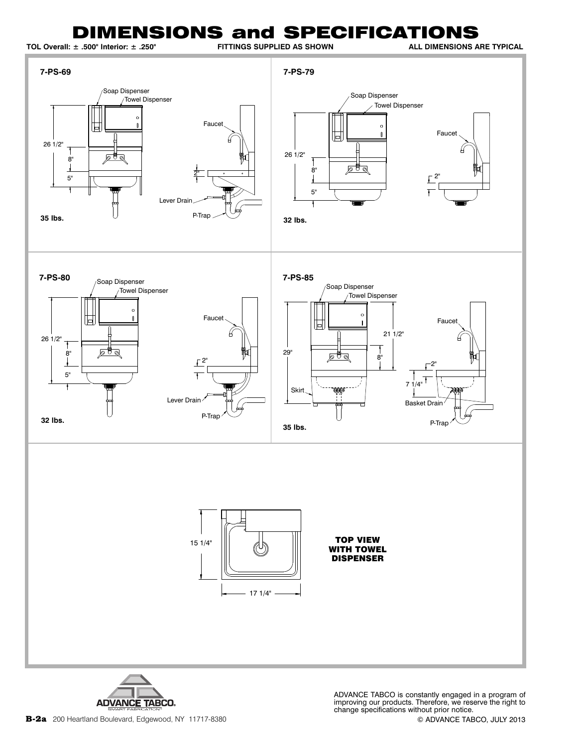# DIMENSIONS and SPECIFICATIONS

**TOL Overall: ± .500" Interior: ± .250"** **FITTINGS SUPPLIED AS SHOWN** **ALL DIMENSIONS ARE TYPICAL**

**7-PS-69**

Soap Dispenser
Towel Dispenser
Faucet
26 1/2"
8"
5"
2"
Lever Drain
P-Trap

**35 lbs.**

**7-PS-79**

Soap Dispenser
Towel Dispenser
Faucet
26 1/2"
8"
5"
2"

**32 lbs.**

**7-PS-80**

Soap Dispenser
Towel Dispenser
Faucet
26 1/2"
8"
5"
2"
Lever Drain
P-Trap

**32 lbs.**

**7-PS-85**

Soap Dispenser
Towel Dispenser
Faucet
21 1/2"
29"
8"
2"
7 1/4"
Skirt
Basket Drain
P-Trap

**35 lbs.**

15 1/4"
17 1/4"

**TOP VIEW WITH TOWEL DISPENSER**

ADVANCE TABCO. SMART FABRICATION™

**B-2a** 200 Heartland Boulevard, Edgewood, NY 11717-8380

ADVANCE TABCO is constantly engaged in a program of improving our products. Therefore, we reserve the right to change specifications without prior notice.

© ADVANCE TABCO, JULY 2013